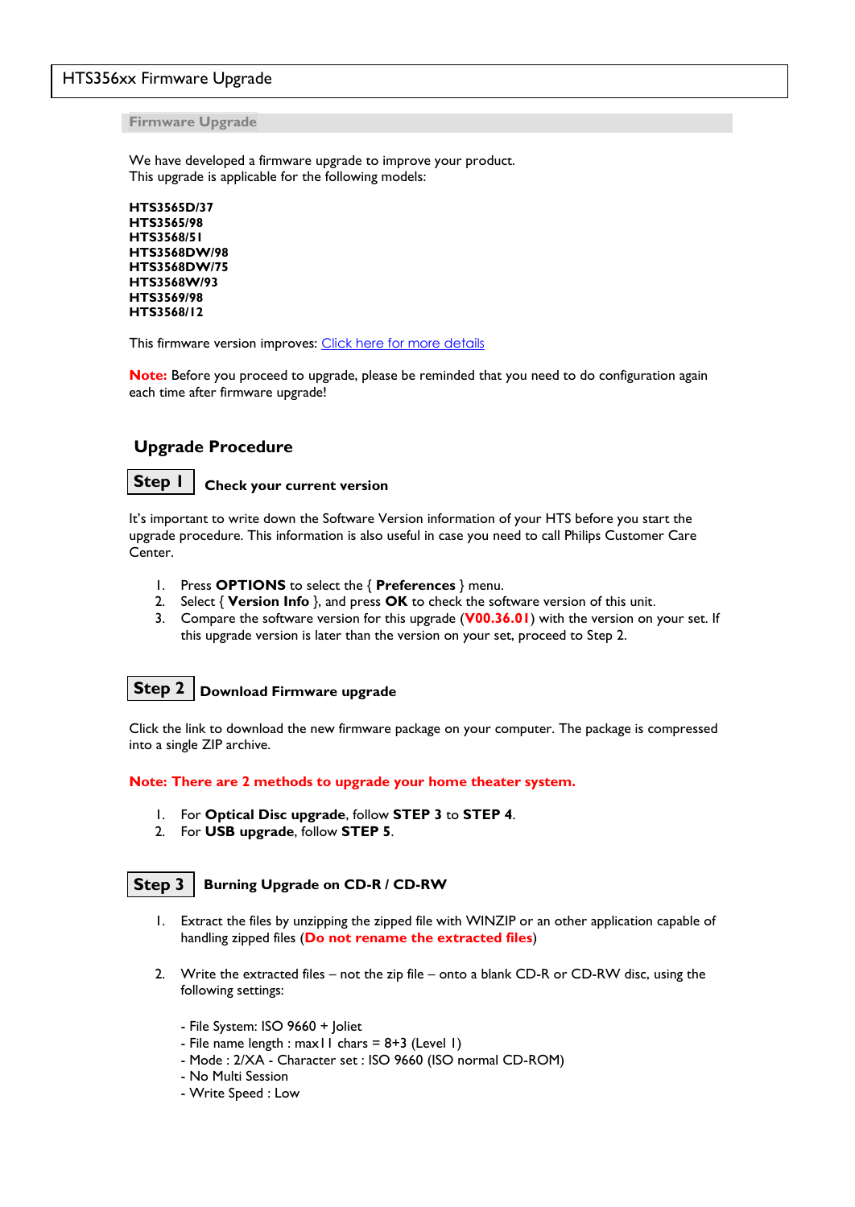# HTS356xx Firmware Upgrade

## Firmware Upgrade

We have developed a firmware upgrade to improve your product.
This upgrade is applicable for the following models:

**HTS3565D/37**
**HTS3565/98**
**HTS3568/51**
**HTS3568DW/98**
**HTS3568DW/75**
**HTS3568W/93**
**HTS3569/98**
**HTS3568/12**

This firmware version improves: [Click here for more details]

**Note:** Before you proceed to upgrade, please be reminded that you need to do configuration again each time after firmware upgrade!

## Upgrade Procedure

### Step 1 Check your current version

It's important to write down the Software Version information of your HTS before you start the upgrade procedure. This information is also useful in case you need to call Philips Customer Care Center.

1. Press **OPTIONS** to select the { **Preferences** } menu.
2. Select { **Version Info** }, and press **OK** to check the software version of this unit.
3. Compare the software version for this upgrade (**V00.36.01**) with the version on your set. If this upgrade version is later than the version on your set, proceed to Step 2.

### Step 2 Download Firmware upgrade

Click the link to download the new firmware package on your computer. The package is compressed into a single ZIP archive.

**Note: There are 2 methods to upgrade your home theater system.**

1. For **Optical Disc upgrade**, follow **STEP 3** to **STEP 4**.
2. For **USB upgrade**, follow **STEP 5**.

### Step 3 Burning Upgrade on CD-R / CD-RW

1. Extract the files by unzipping the zipped file with WINZIP or an other application capable of handling zipped files (**Do not rename the extracted files**)

2. Write the extracted files – not the zip file – onto a blank CD-R or CD-RW disc, using the following settings:

   - File System: ISO 9660 + Joliet
   - File name length : max11 chars = 8+3 (Level 1)
   - Mode : 2/XA - Character set : ISO 9660 (ISO normal CD-ROM)
   - No Multi Session
   - Write Speed : Low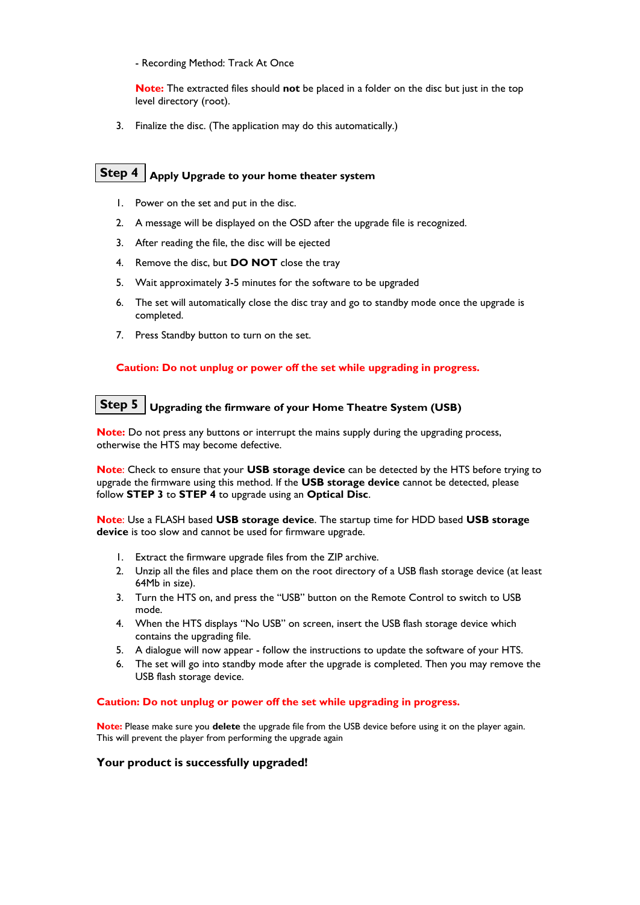- Recording Method: Track At Once

**Note:** The extracted files should **not** be placed in a folder on the disc but just in the top level directory (root).

3. Finalize the disc. (The application may do this automatically.)

## Step 4 Apply Upgrade to your home theater system

1. Power on the set and put in the disc.
2. A message will be displayed on the OSD after the upgrade file is recognized.
3. After reading the file, the disc will be ejected
4. Remove the disc, but **DO NOT** close the tray
5. Wait approximately 3-5 minutes for the software to be upgraded
6. The set will automatically close the disc tray and go to standby mode once the upgrade is completed.
7. Press Standby button to turn on the set.

**Caution: Do not unplug or power off the set while upgrading in progress.**

## Step 5 Upgrading the firmware of your Home Theatre System (USB)

**Note:** Do not press any buttons or interrupt the mains supply during the upgrading process, otherwise the HTS may become defective.

**Note**: Check to ensure that your **USB storage device** can be detected by the HTS before trying to upgrade the firmware using this method. If the **USB storage device** cannot be detected, please follow **STEP 3** to **STEP 4** to upgrade using an **Optical Disc**.

**Note**: Use a FLASH based **USB storage device**. The startup time for HDD based **USB storage device** is too slow and cannot be used for firmware upgrade.

1. Extract the firmware upgrade files from the ZIP archive.
2. Unzip all the files and place them on the root directory of a USB flash storage device (at least 64Mb in size).
3. Turn the HTS on, and press the “USB” button on the Remote Control to switch to USB mode.
4. When the HTS displays “No USB” on screen, insert the USB flash storage device which contains the upgrading file.
5. A dialogue will now appear - follow the instructions to update the software of your HTS.
6. The set will go into standby mode after the upgrade is completed. Then you may remove the USB flash storage device.

**Caution: Do not unplug or power off the set while upgrading in progress.**

**Note:** Please make sure you **delete** the upgrade file from the USB device before using it on the player again. This will prevent the player from performing the upgrade again

**Your product is successfully upgraded!**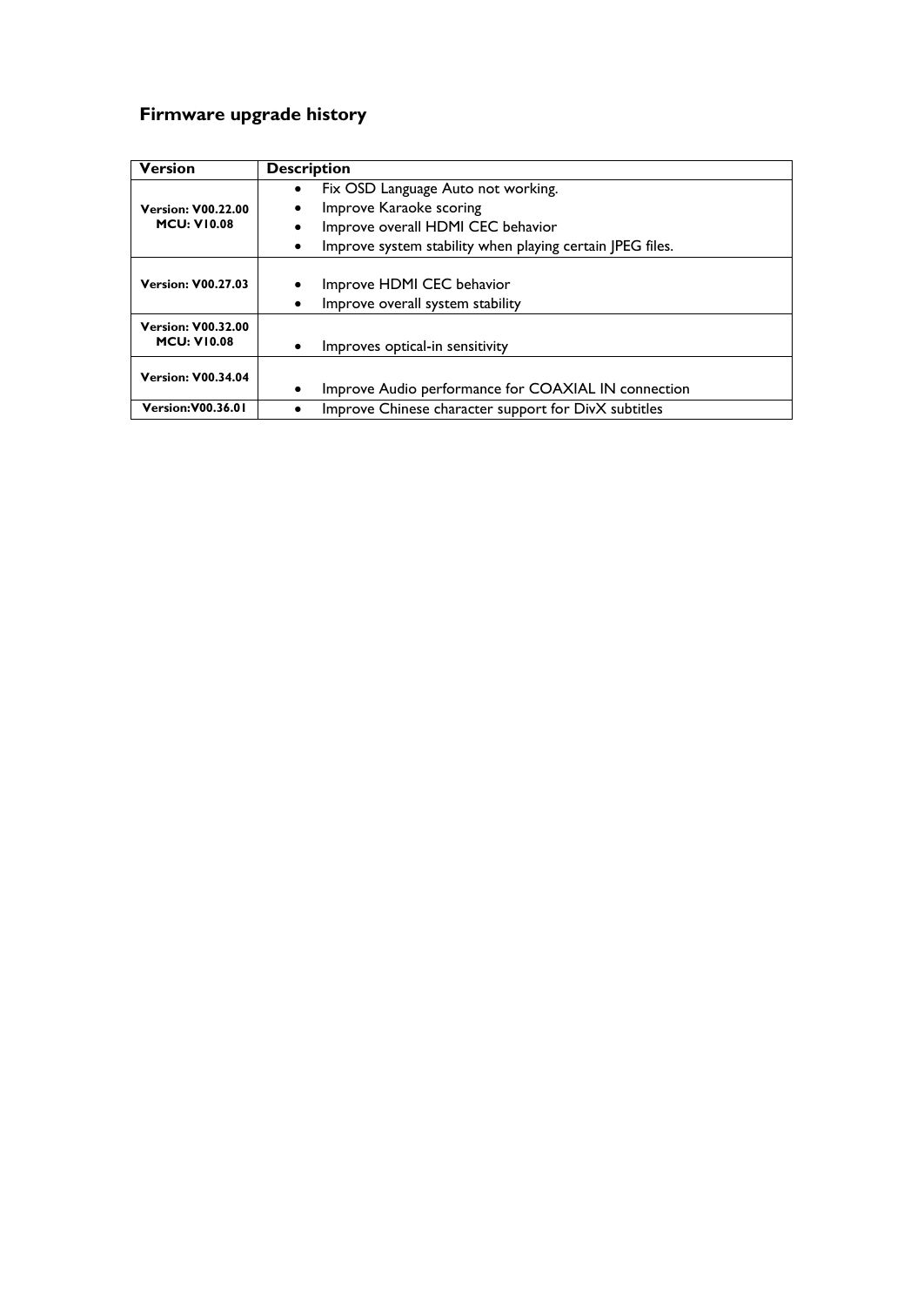## Firmware upgrade history

| Version | Description |
|---|---|
| **Version: V00.22.00**<br>**MCU: V10.08** | • Fix OSD Language Auto not working.<br>• Improve Karaoke scoring<br>• Improve overall HDMI CEC behavior<br>• Improve system stability when playing certain JPEG files. |
| **Version: V00.27.03** | • Improve HDMI CEC behavior<br>• Improve overall system stability |
| **Version: V00.32.00**<br>**MCU: V10.08** | • Improves optical-in sensitivity |
| **Version: V00.34.04** | • Improve Audio performance for COAXIAL IN connection |
| **Version:V00.36.01** | • Improve Chinese character support for DivX subtitles |